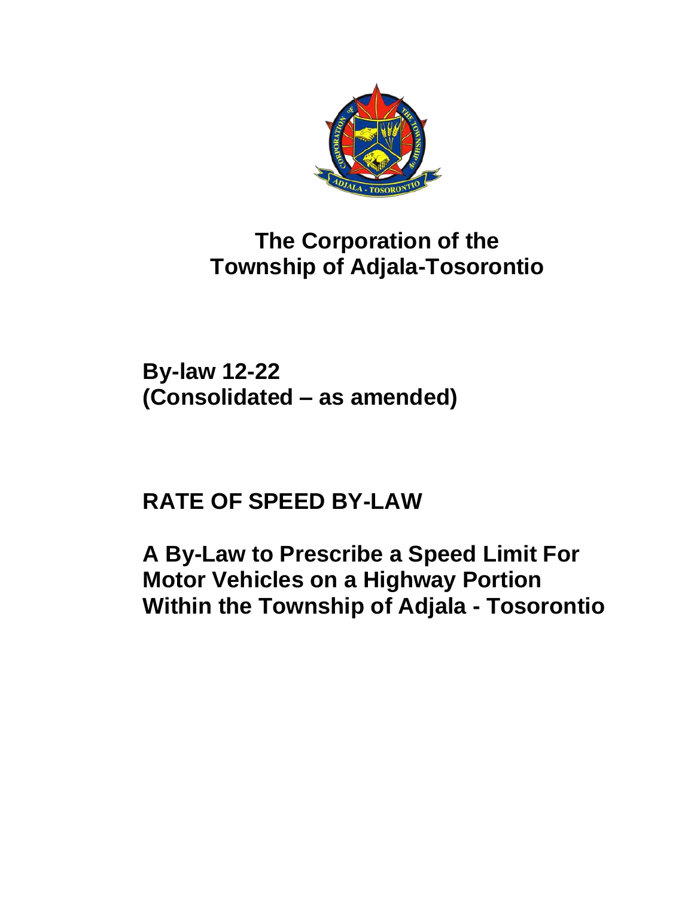# The Corporation of the Township of Adjala-Tosorontio

## By-law 12-22
## (Consolidated – as amended)

# RATE OF SPEED BY-LAW

## A By-Law to Prescribe a Speed Limit For Motor Vehicles on a Highway Portion Within the Township of Adjala - Tosorontio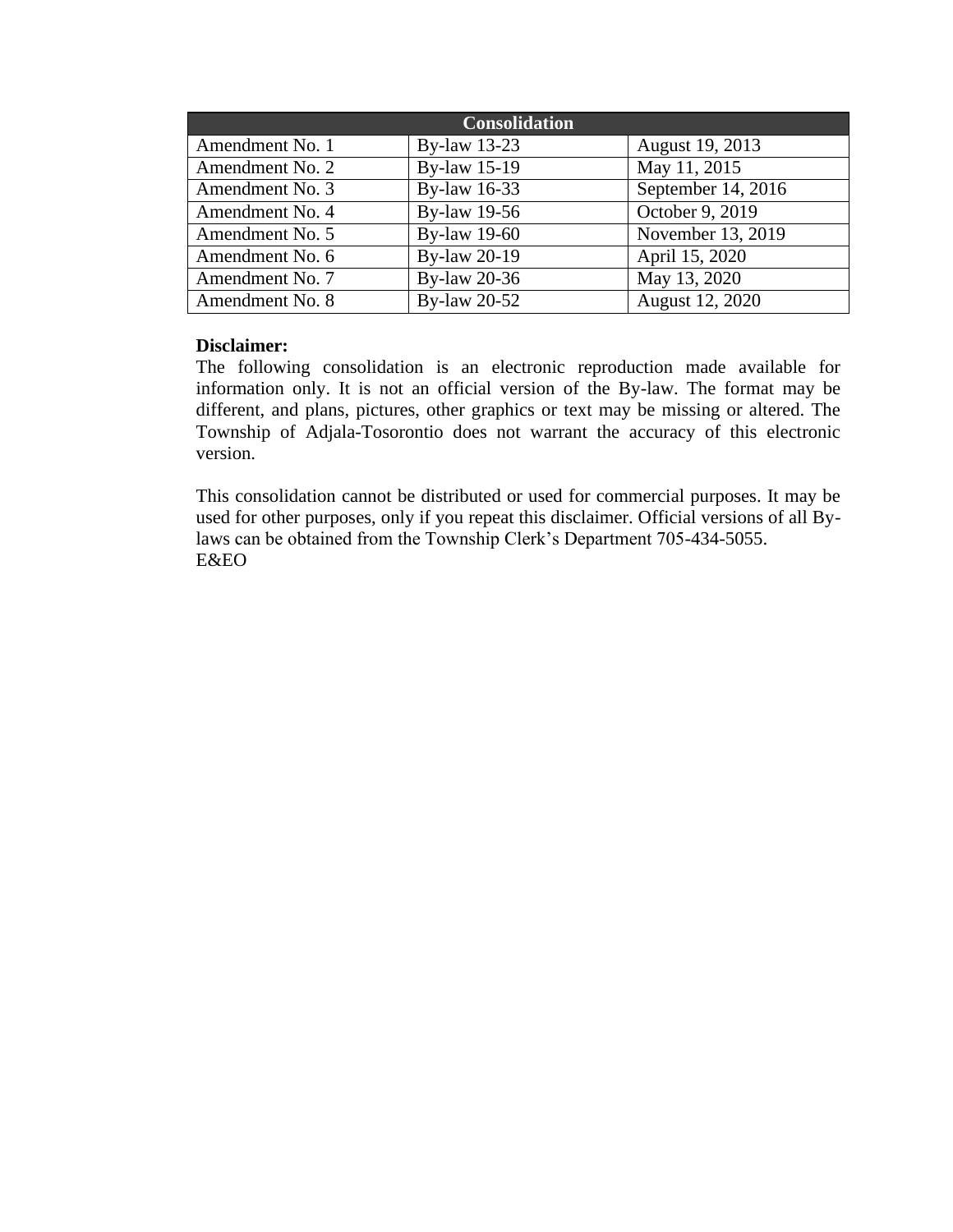| Consolidation | | |
|---|---|---|
| Amendment No. 1 | By-law 13-23 | August 19, 2013 |
| Amendment No. 2 | By-law 15-19 | May 11, 2015 |
| Amendment No. 3 | By-law 16-33 | September 14, 2016 |
| Amendment No. 4 | By-law 19-56 | October 9, 2019 |
| Amendment No. 5 | By-law 19-60 | November 13, 2019 |
| Amendment No. 6 | By-law 20-19 | April 15, 2020 |
| Amendment No. 7 | By-law 20-36 | May 13, 2020 |
| Amendment No. 8 | By-law 20-52 | August 12, 2020 |

**Disclaimer:**
The following consolidation is an electronic reproduction made available for information only. It is not an official version of the By-law. The format may be different, and plans, pictures, other graphics or text may be missing or altered. The Township of Adjala-Tosorontio does not warrant the accuracy of this electronic version.

This consolidation cannot be distributed or used for commercial purposes. It may be used for other purposes, only if you repeat this disclaimer. Official versions of all By-laws can be obtained from the Township Clerk's Department 705-434-5055.
E&EO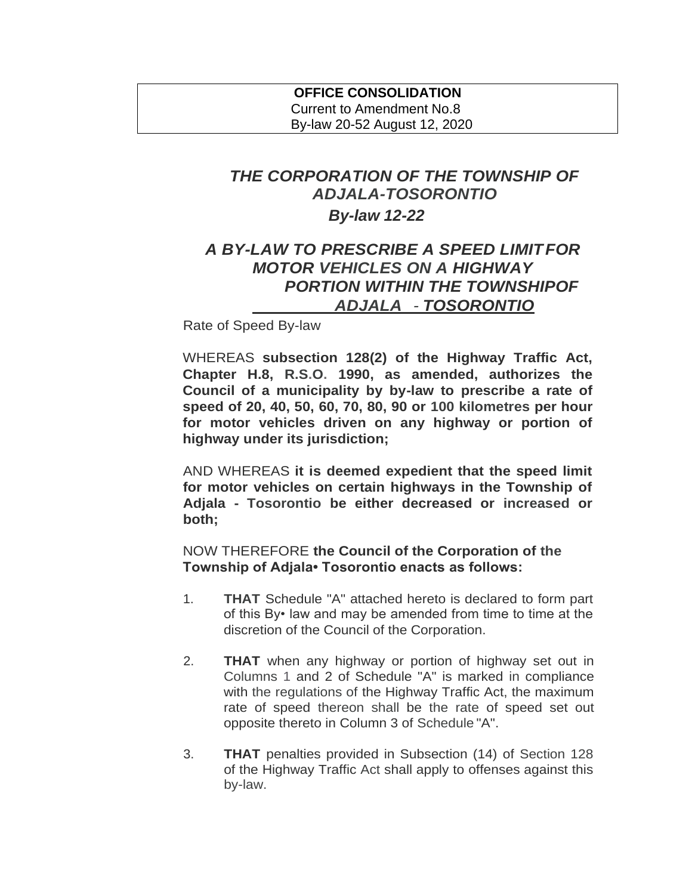**OFFICE CONSOLIDATION**
Current to Amendment No.8
By-law 20-52 August 12, 2020

# *THE CORPORATION OF THE TOWNSHIP OF ADJALA-TOSORONTIO*

## *By-law 12-22*

## *A BY-LAW TO PRESCRIBE A SPEED LIMIT FOR MOTOR VEHICLES ON A HIGHWAY PORTION WITHIN THE TOWNSHIP OF ADJALA - TOSORONTIO*

Rate of Speed By-law

WHEREAS **subsection 128(2) of the Highway Traffic Act, Chapter H.8, R.S.O. 1990, as amended, authorizes the Council of a municipality by by-law to prescribe a rate of speed of 20, 40, 50, 60, 70, 80, 90 or 100 kilometres per hour for motor vehicles driven on any highway or portion of highway under its jurisdiction;**

AND WHEREAS **it is deemed expedient that the speed limit for motor vehicles on certain highways in the Township of Adjala - Tosorontio be either decreased or increased or both;**

NOW THEREFORE **the Council of the Corporation of the Township of Adjala• Tosorontio enacts as follows:**

1. **THAT** Schedule "A" attached hereto is declared to form part of this By• law and may be amended from time to time at the discretion of the Council of the Corporation.

2. **THAT** when any highway or portion of highway set out in Columns 1 and 2 of Schedule "A" is marked in compliance with the regulations of the Highway Traffic Act, the maximum rate of speed thereon shall be the rate of speed set out opposite thereto in Column 3 of Schedule "A".

3. **THAT** penalties provided in Subsection (14) of Section 128 of the Highway Traffic Act shall apply to offenses against this by-law.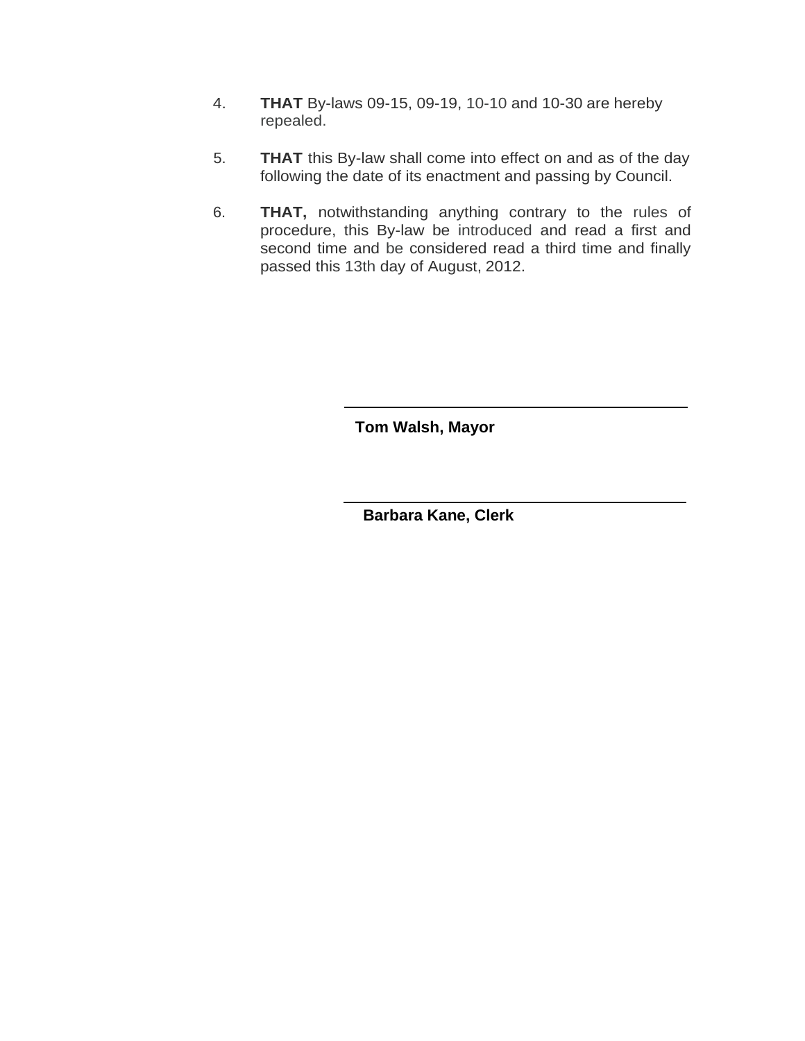4. **THAT** By-laws 09-15, 09-19, 10-10 and 10-30 are hereby repealed.

5. **THAT** this By-law shall come into effect on and as of the day following the date of its enactment and passing by Council.

6. **THAT,** notwithstanding anything contrary to the rules of procedure, this By-law be introduced and read a first and second time and be considered read a third time and finally passed this 13th day of August, 2012.

\_\_\_\_\_\_\_\_\_\_\_\_\_\_\_\_\_\_\_\_\_\_\_\_\_\_\_\_\_\_\_\_\_\_\_\_

**Tom Walsh, Mayor**

\_\_\_\_\_\_\_\_\_\_\_\_\_\_\_\_\_\_\_\_\_\_\_\_\_\_\_\_\_\_\_\_\_\_\_\_

**Barbara Kane, Clerk**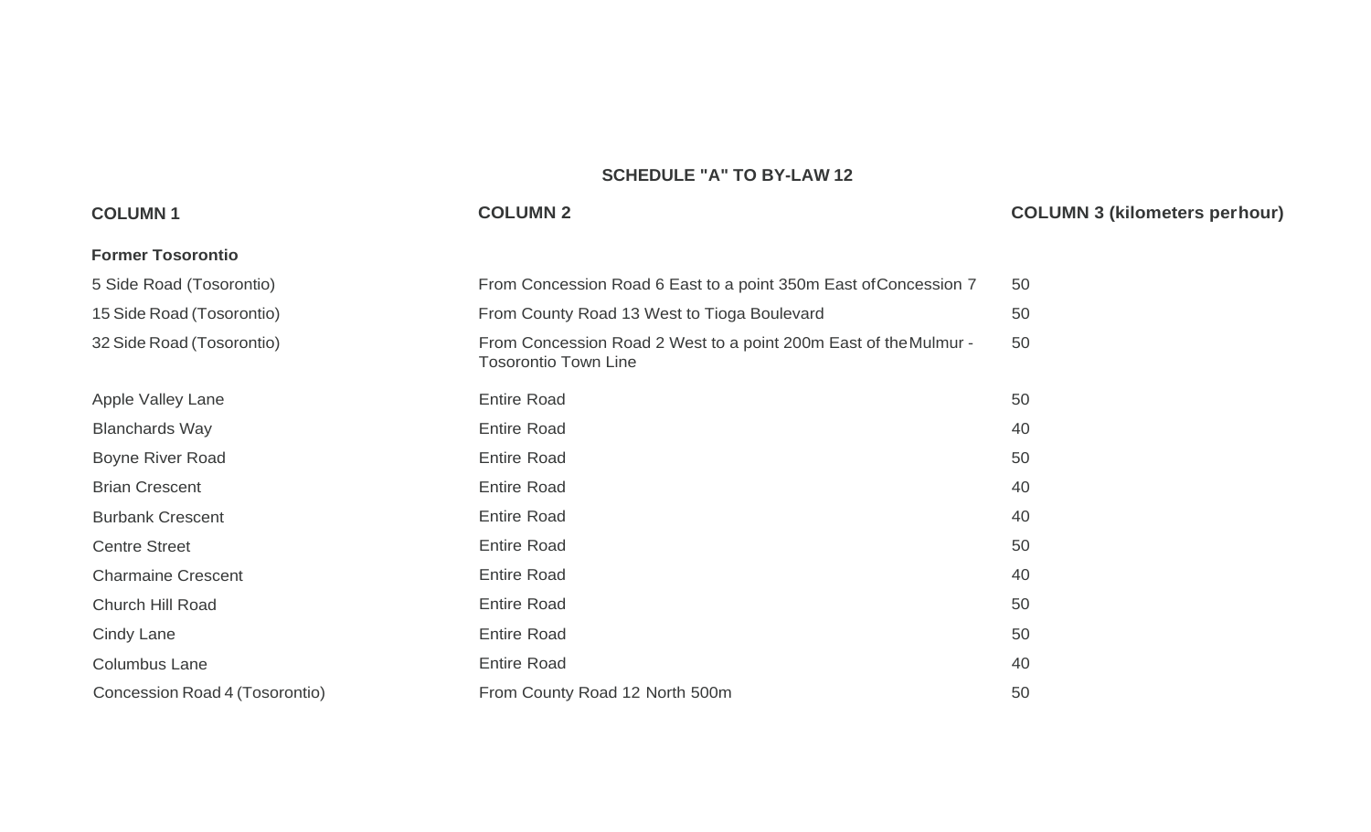## SCHEDULE "A" TO BY-LAW 12

| COLUMN 1 | COLUMN 2 | COLUMN 3 (kilometers per hour) |
| --- | --- | --- |
| **Former Tosorontio** | | |
| 5 Side Road (Tosorontio) | From Concession Road 6 East to a point 350m East of Concession 7 | 50 |
| 15 Side Road (Tosorontio) | From County Road 13 West to Tioga Boulevard | 50 |
| 32 Side Road (Tosorontio) | From Concession Road 2 West to a point 200m East of the Mulmur - Tosorontio Town Line | 50 |
| Apple Valley Lane | Entire Road | 50 |
| Blanchards Way | Entire Road | 40 |
| Boyne River Road | Entire Road | 50 |
| Brian Crescent | Entire Road | 40 |
| Burbank Crescent | Entire Road | 40 |
| Centre Street | Entire Road | 50 |
| Charmaine Crescent | Entire Road | 40 |
| Church Hill Road | Entire Road | 50 |
| Cindy Lane | Entire Road | 50 |
| Columbus Lane | Entire Road | 40 |
| Concession Road 4 (Tosorontio) | From County Road 12 North 500m | 50 |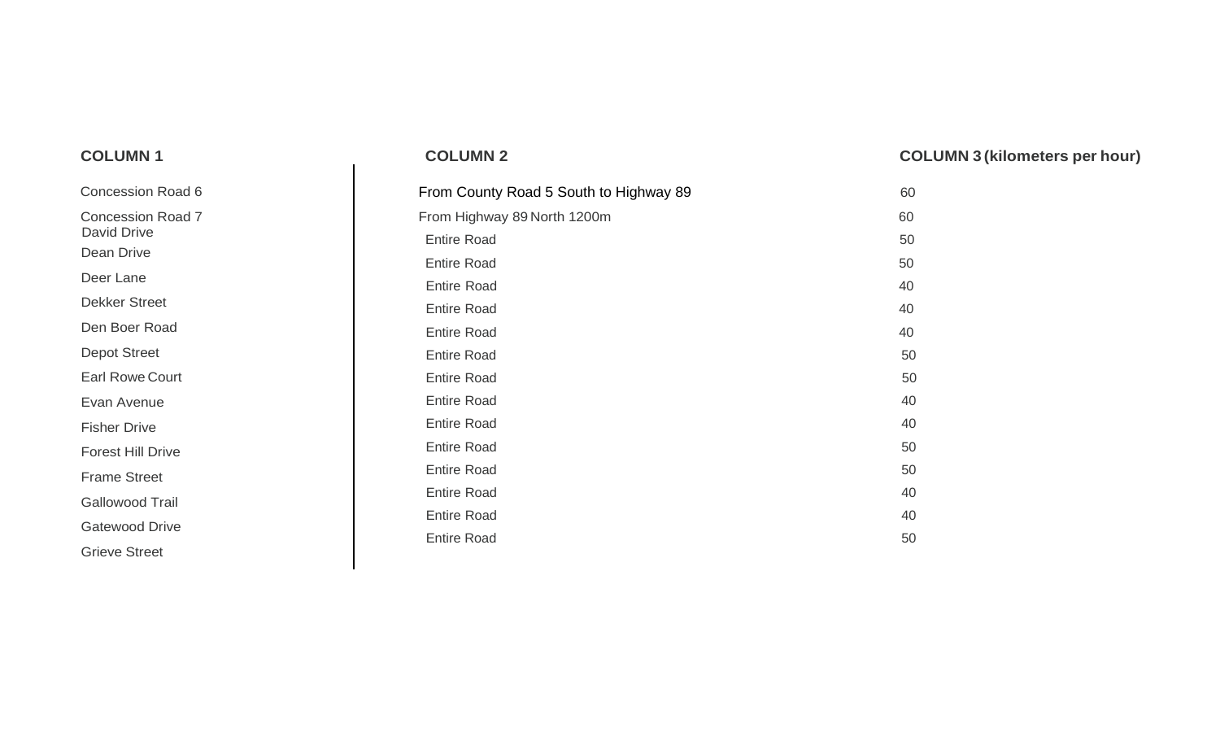| COLUMN 1 | COLUMN 2 | COLUMN 3 (kilometers per hour) |
|---|---|---|
| Concession Road 6 | From County Road 5 South to Highway 89 | 60 |
| Concession Road 7 | From Highway 89 North 1200m | 60 |
| David Drive | Entire Road | 50 |
| Dean Drive | Entire Road | 50 |
| Deer Lane | Entire Road | 40 |
| Dekker Street | Entire Road | 40 |
| Den Boer Road | Entire Road | 40 |
| Depot Street | Entire Road | 50 |
| Earl Rowe Court | Entire Road | 50 |
| Evan Avenue | Entire Road | 40 |
| Fisher Drive | Entire Road | 40 |
| Forest Hill Drive | Entire Road | 50 |
| Frame Street | Entire Road | 50 |
| Gallowood Trail | Entire Road | 40 |
| Gatewood Drive | Entire Road | 40 |
| Grieve Street | Entire Road | 50 |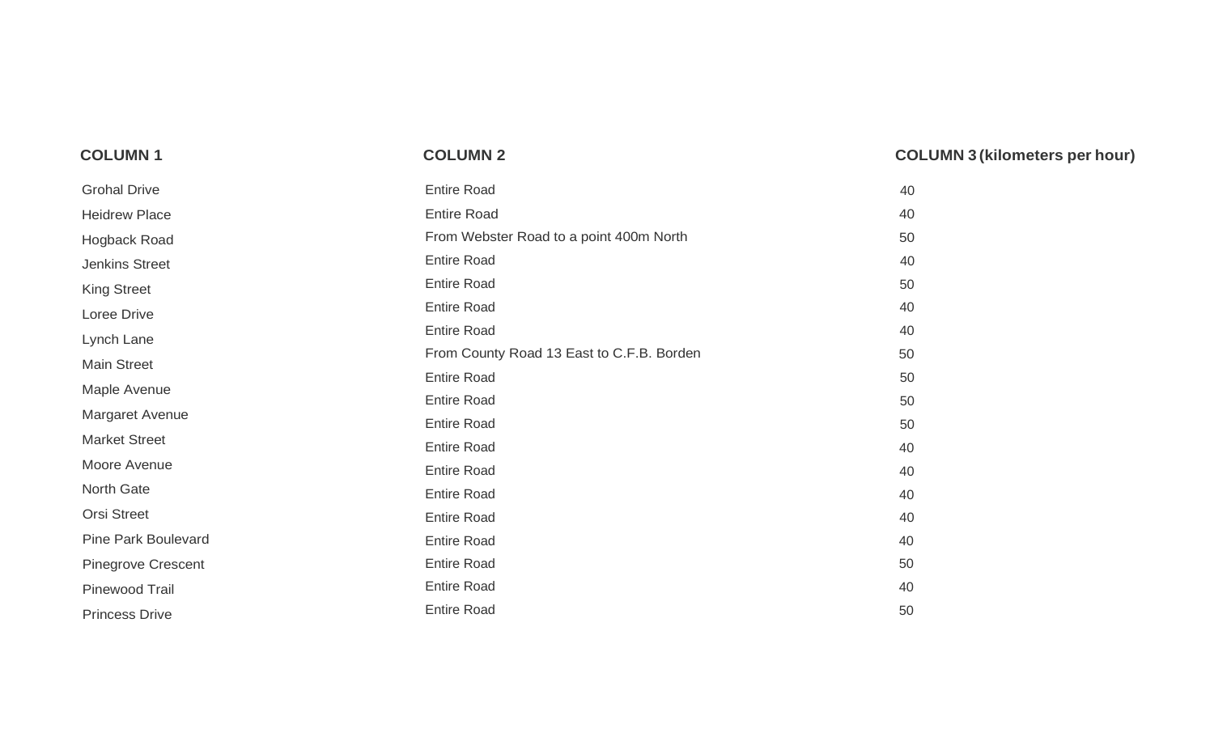| COLUMN 1 | COLUMN 2 | COLUMN 3 (kilometers per hour) |
|---|---|---|
| Grohal Drive | Entire Road | 40 |
| Heidrew Place | Entire Road | 40 |
| Hogback Road | From Webster Road to a point 400m North | 50 |
| Jenkins Street | Entire Road | 40 |
| King Street | Entire Road | 50 |
| Loree Drive | Entire Road | 40 |
| Lynch Lane | Entire Road | 40 |
| Main Street | From County Road 13 East to C.F.B. Borden | 50 |
| Maple Avenue | Entire Road | 50 |
| Margaret Avenue | Entire Road | 50 |
| Market Street | Entire Road | 50 |
| Moore Avenue | Entire Road | 40 |
| North Gate | Entire Road | 40 |
| Orsi Street | Entire Road | 40 |
| Pine Park Boulevard | Entire Road | 40 |
| Pinegrove Crescent | Entire Road | 40 |
| Pinewood Trail | Entire Road | 50 |
| Princess Drive | Entire Road | 40 |
| | Entire Road | 50 |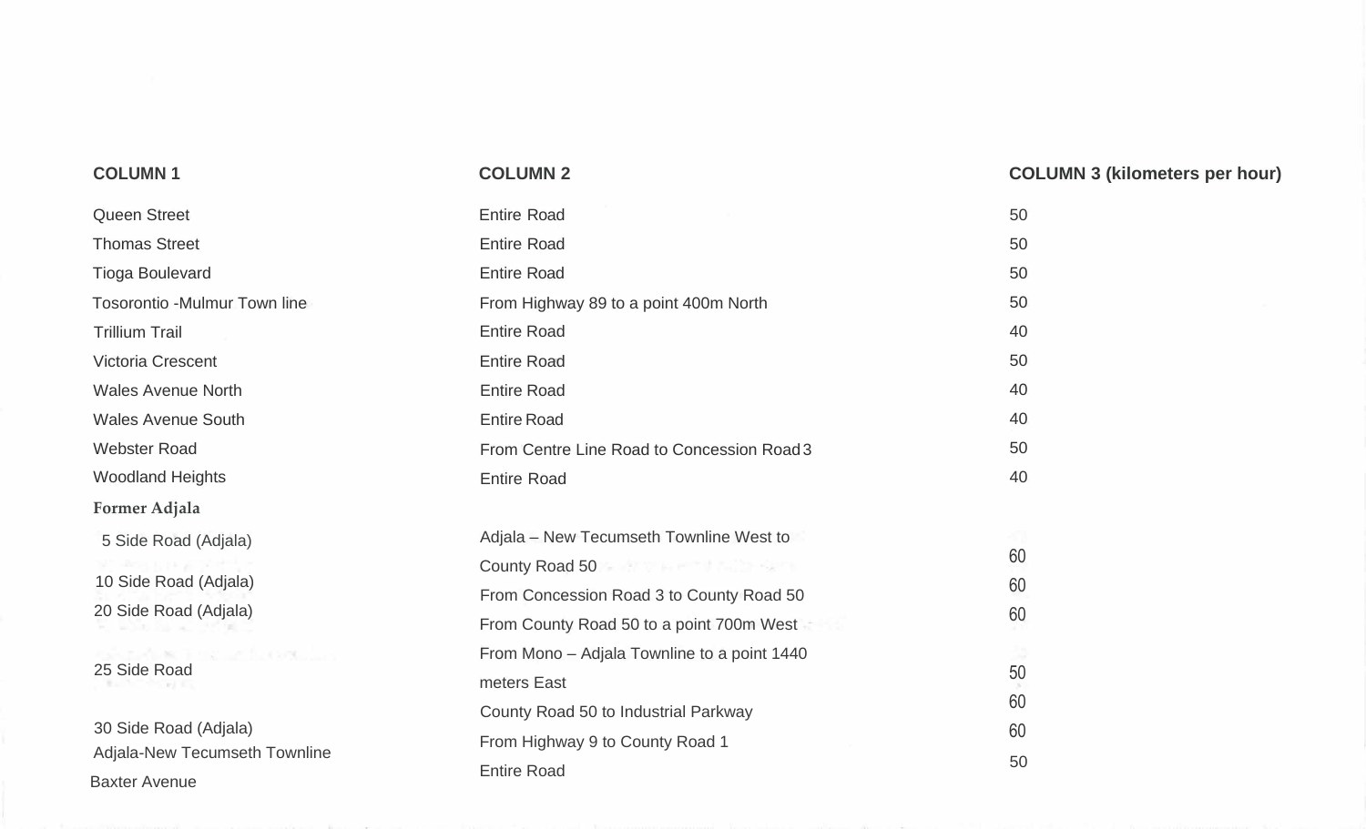| COLUMN 1 | COLUMN 2 | COLUMN 3 (kilometers per hour) |
|---|---|---|
| Queen Street | Entire Road | 50 |
| Thomas Street | Entire Road | 50 |
| Tioga Boulevard | Entire Road | 50 |
| Tosorontio -Mulmur Town line | From Highway 89 to a point 400m North | 50 |
| Trillium Trail | Entire Road | 40 |
| Victoria Crescent | Entire Road | 50 |
| Wales Avenue North | Entire Road | 40 |
| Wales Avenue South | Entire Road | 40 |
| Webster Road | From Centre Line Road to Concession Road 3 | 50 |
| Woodland Heights | Entire Road | 40 |
| **Former Adjala** | | |
| 5 Side Road (Adjala) | Adjala – New Tecumseth Townline West to County Road 50 | 60 |
| 10 Side Road (Adjala) | From Concession Road 3 to County Road 50 | 60 |
| 20 Side Road (Adjala) | From County Road 50 to a point 700m West | 60 |
| 25 Side Road | From Mono – Adjala Townline to a point 1440 meters East | 50 |
| 30 Side Road (Adjala) | County Road 50 to Industrial Parkway | 60 |
| Adjala-New Tecumseth Townline | From Highway 9 to County Road 1 | 60 |
| Baxter Avenue | Entire Road | 50 |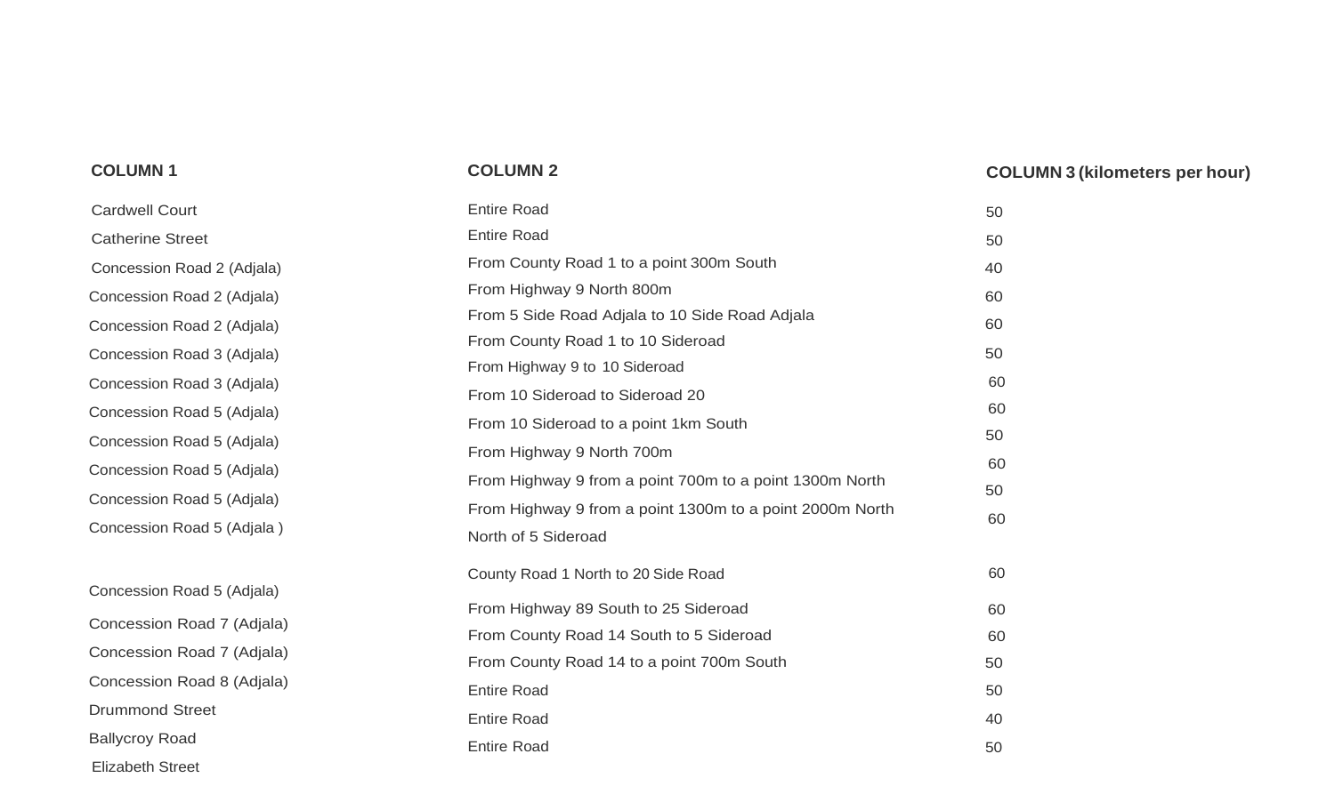| COLUMN 1 | COLUMN 2 | COLUMN 3 (kilometers per hour) |
|---|---|---|
| Cardwell Court | Entire Road | 50 |
| Catherine Street | Entire Road | 50 |
| Concession Road 2 (Adjala) | From County Road 1 to a point 300m South | 40 |
| Concession Road 2 (Adjala) | From Highway 9 North 800m | 60 |
| Concession Road 2 (Adjala) | From 5 Side Road Adjala to 10 Side Road Adjala | 60 |
| Concession Road 3 (Adjala) | From County Road 1 to 10 Sideroad | 50 |
| Concession Road 3 (Adjala) | From Highway 9 to 10 Sideroad | 60 |
| Concession Road 5 (Adjala) | From 10 Sideroad to Sideroad 20 | 60 |
| Concession Road 5 (Adjala) | From 10 Sideroad to a point 1km South | 50 |
| Concession Road 5 (Adjala) | From Highway 9 North 700m | 60 |
| Concession Road 5 (Adjala) | From Highway 9 from a point 700m to a point 1300m North | 50 |
| Concession Road 5 (Adjala ) | From Highway 9 from a point 1300m to a point 2000m North | 60 |
| | North of 5 Sideroad | |
| Concession Road 5 (Adjala) | County Road 1 North to 20 Side Road | 60 |
| Concession Road 7 (Adjala) | From Highway 89 South to 25 Sideroad | 60 |
| Concession Road 7 (Adjala) | From County Road 14 South to 5 Sideroad | 60 |
| Concession Road 8 (Adjala) | From County Road 14 to a point 700m South | 50 |
| Drummond Street | Entire Road | 50 |
| Ballycroy Road | Entire Road | 40 |
| Elizabeth Street | Entire Road | 50 |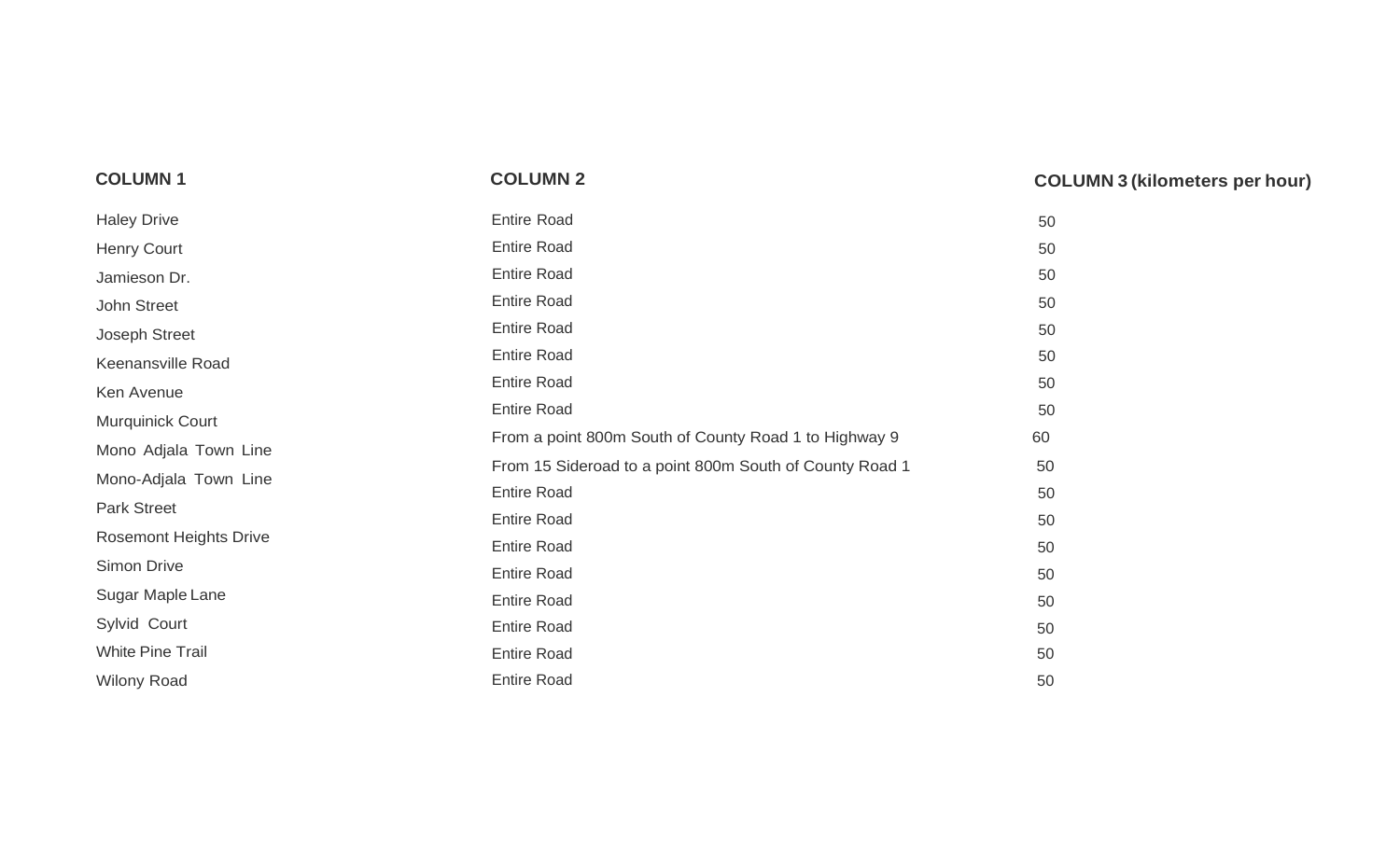| COLUMN 1 | COLUMN 2 | COLUMN 3 (kilometers per hour) |
|---|---|---|
| Haley Drive | Entire Road | 50 |
| Henry Court | Entire Road | 50 |
| Jamieson Dr. | Entire Road | 50 |
| John Street | Entire Road | 50 |
| Joseph Street | Entire Road | 50 |
| Keenansville Road | Entire Road | 50 |
| Ken Avenue | Entire Road | 50 |
| Murquinick Court | Entire Road | 50 |
| Mono Adjala Town Line | From a point 800m South of County Road 1 to Highway 9 | 60 |
| Mono-Adjala Town Line | From 15 Sideroad to a point 800m South of County Road 1 | 50 |
| Park Street | Entire Road | 50 |
| Rosemont Heights Drive | Entire Road | 50 |
| Simon Drive | Entire Road | 50 |
| Sugar Maple Lane | Entire Road | 50 |
| Sylvid Court | Entire Road | 50 |
| White Pine Trail | Entire Road | 50 |
| Wilony Road | Entire Road | 50 |